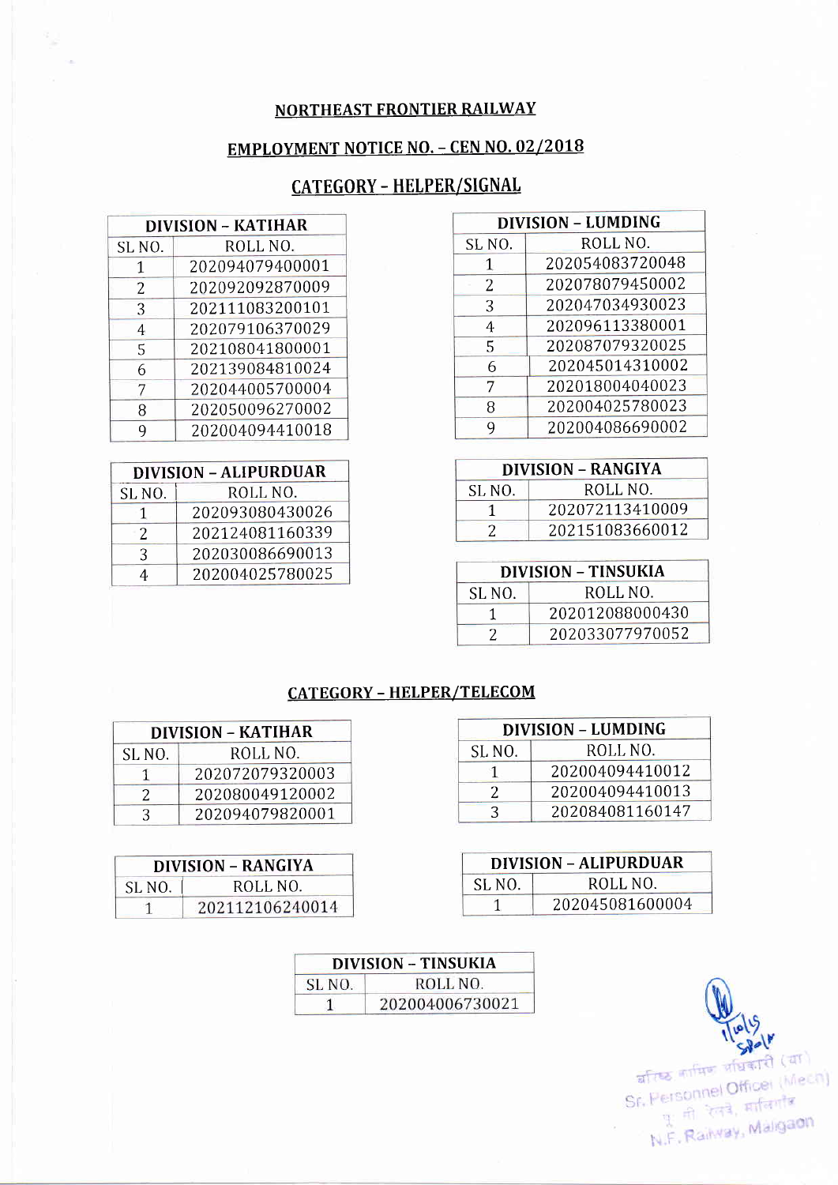## NORTHEAST FRONTIER RAILWAY

## EMPLOYMENT NOTICE NO. – CEN NO. 02/2018

### CATEGORY – HELPER/SIGNAL

| DIVISION – KATIHAR | |
|---|---|
| SL NO. | ROLL NO. |
| 1 | 202094079400001 |
| 2 | 202092092870009 |
| 3 | 202111083200101 |
| 4 | 202079106370029 |
| 5 | 202108041800001 |
| 6 | 202139084810024 |
| 7 | 202044005700004 |
| 8 | 202050096270002 |
| 9 | 202004094410018 |

| DIVISION – LUMDING | |
|---|---|
| SL NO. | ROLL NO. |
| 1 | 202054083720048 |
| 2 | 202078079450002 |
| 3 | 202047034930023 |
| 4 | 202096113380001 |
| 5 | 202087079320025 |
| 6 | 202045014310002 |
| 7 | 202018004040023 |
| 8 | 202004025780023 |
| 9 | 202004086690002 |

| DIVISION – ALIPURDUAR | |
|---|---|
| SL NO. | ROLL NO. |
| 1 | 202093080430026 |
| 2 | 202124081160339 |
| 3 | 202030086690013 |
| 4 | 202004025780025 |

| DIVISION – RANGIYA | |
|---|---|
| SL NO. | ROLL NO. |
| 1 | 202072113410009 |
| 2 | 202151083660012 |

| DIVISION – TINSUKIA | |
|---|---|
| SL NO. | ROLL NO. |
| 1 | 202012088000430 |
| 2 | 202033077970052 |

### CATEGORY – HELPER/TELECOM

| DIVISION – KATIHAR | |
|---|---|
| SL NO. | ROLL NO. |
| 1 | 202072079320003 |
| 2 | 202080049120002 |
| 3 | 202094079820001 |

| DIVISION – LUMDING | |
|---|---|
| SL NO. | ROLL NO. |
| 1 | 202004094410012 |
| 2 | 202004094410013 |
| 3 | 202084081160147 |

| DIVISION – RANGIYA | |
|---|---|
| SL NO. | ROLL NO. |
| 1 | 202112106240014 |

| DIVISION – ALIPURDUAR | |
|---|---|
| SL NO. | ROLL NO. |
| 1 | 202045081600004 |

| DIVISION – TINSUKIA | |
|---|---|
| SL NO. | ROLL NO. |
| 1 | 202004006730021 |

वरिष्ठ कार्मिक अधिकारी (या)
Sr. Personnel Officer (Mech)
पू. सी. रेलवे, मालीगांव
N.F. Railway, Maligaon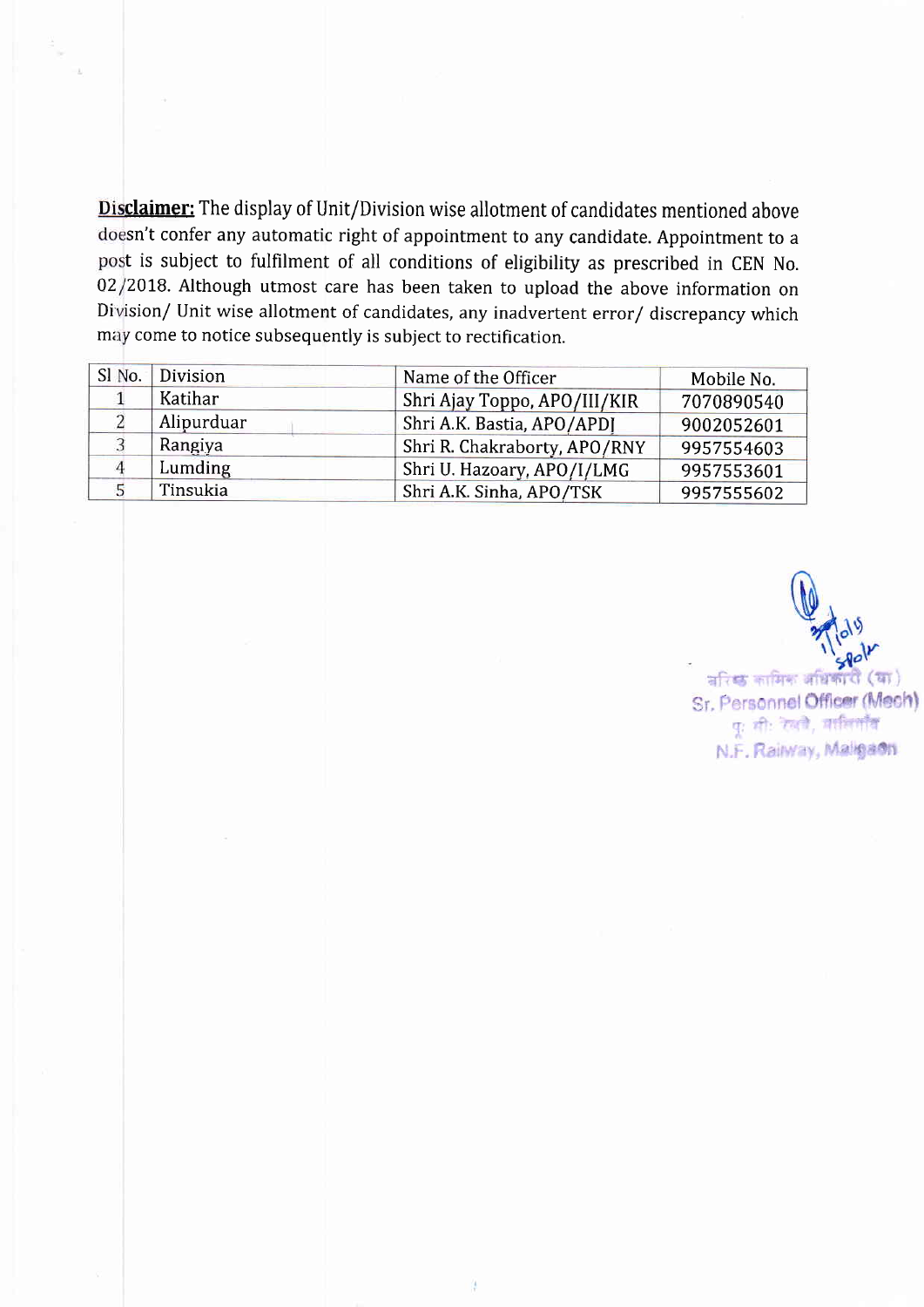**Disclaimer:** The display of Unit/Division wise allotment of candidates mentioned above doesn't confer any automatic right of appointment to any candidate. Appointment to a post is subject to fulfilment of all conditions of eligibility as prescribed in CEN No. 02/2018. Although utmost care has been taken to upload the above information on Division/ Unit wise allotment of candidates, any inadvertent error/ discrepancy which may come to notice subsequently is subject to rectification.

| Sl No. | Division | Name of the Officer | Mobile No. |
|---|---|---|---|
| 1 | Katihar | Shri Ajay Toppo, APO/III/KIR | 7070890540 |
| 2 | Alipurduar | Shri A.K. Bastia, APO/APDJ | 9002052601 |
| 3 | Rangiya | Shri R. Chakraborty, APO/RNY | 9957554603 |
| 4 | Lumding | Shri U. Hazoary, APO/I/LMG | 9957553601 |
| 5 | Tinsukia | Shri A.K. Sinha, APO/TSK | 9957555602 |

11/10/19

वरिष्ठ कार्मिक अधिकारी (या)
Sr. Personnel Officer (Mech)
पू. सी. रेलवे, मालीगांव
N.F. Railway, Maligaon